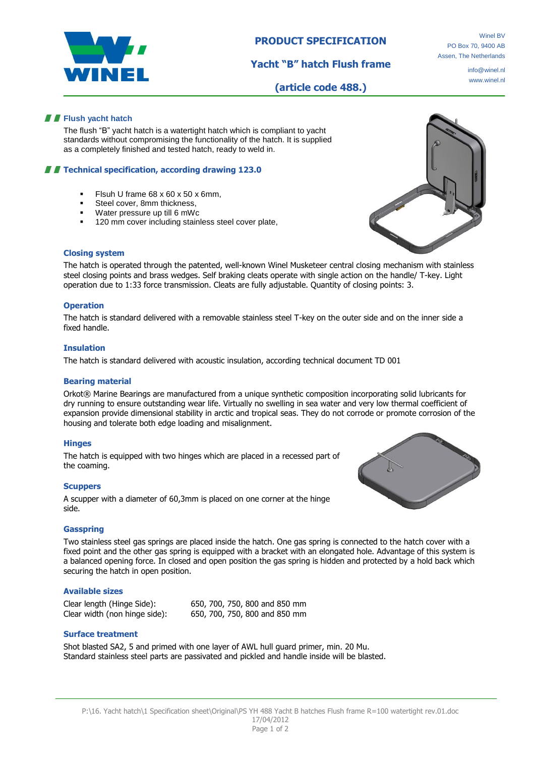# PRODUCT SPECIFICATION

## Yacht "B" hatch Flush frame

## (article code 488.)

Winel BV
PO Box 70, 9400 AB
Assen, The Netherlands

info@winel.nl
www.winel.nl

## Flush yacht hatch

The flush "B" yacht hatch is a watertight hatch which is compliant to yacht standards without compromising the functionality of the hatch. It is supplied as a completely finished and tested hatch, ready to weld in.

## Technical specification, according drawing 123.0

- Flsuh U frame 68 x 60 x 50 x 6mm,
- Steel cover, 8mm thickness,
- Water pressure up till 6 mWc
- 120 mm cover including stainless steel cover plate,

### Closing system

The hatch is operated through the patented, well-known Winel Musketeer central closing mechanism with stainless steel closing points and brass wedges. Self braking cleats operate with single action on the handle/ T-key. Light operation due to 1:33 force transmission. Cleats are fully adjustable. Quantity of closing points: 3.

### Operation

The hatch is standard delivered with a removable stainless steel T-key on the outer side and on the inner side a fixed handle.

### Insulation

The hatch is standard delivered with acoustic insulation, according technical document TD 001

### Bearing material

Orkot® Marine Bearings are manufactured from a unique synthetic composition incorporating solid lubricants for dry running to ensure outstanding wear life. Virtually no swelling in sea water and very low thermal coefficient of expansion provide dimensional stability in arctic and tropical seas. They do not corrode or promote corrosion of the housing and tolerate both edge loading and misalignment.

### Hinges

The hatch is equipped with two hinges which are placed in a recessed part of the coaming.

### Scuppers

A scupper with a diameter of 60,3mm is placed on one corner at the hinge side.

### Gasspring

Two stainless steel gas springs are placed inside the hatch. One gas spring is connected to the hatch cover with a fixed point and the other gas spring is equipped with a bracket with an elongated hole. Advantage of this system is a balanced opening force. In closed and open position the gas spring is hidden and protected by a hold back which securing the hatch in open position.

### Available sizes

| | |
|---|---|
| Clear length (Hinge Side): | 650, 700, 750, 800 and 850 mm |
| Clear width (non hinge side): | 650, 700, 750, 800 and 850 mm |

### Surface treatment

Shot blasted SA2, 5 and primed with one layer of AWL hull guard primer, min. 20 Mu.
Standard stainless steel parts are passivated and pickled and handle inside will be blasted.

P:\16. Yacht hatch\1 Specification sheet\Original\PS YH 488 Yacht B hatches Flush frame R=100 watertight rev.01.doc
17/04/2012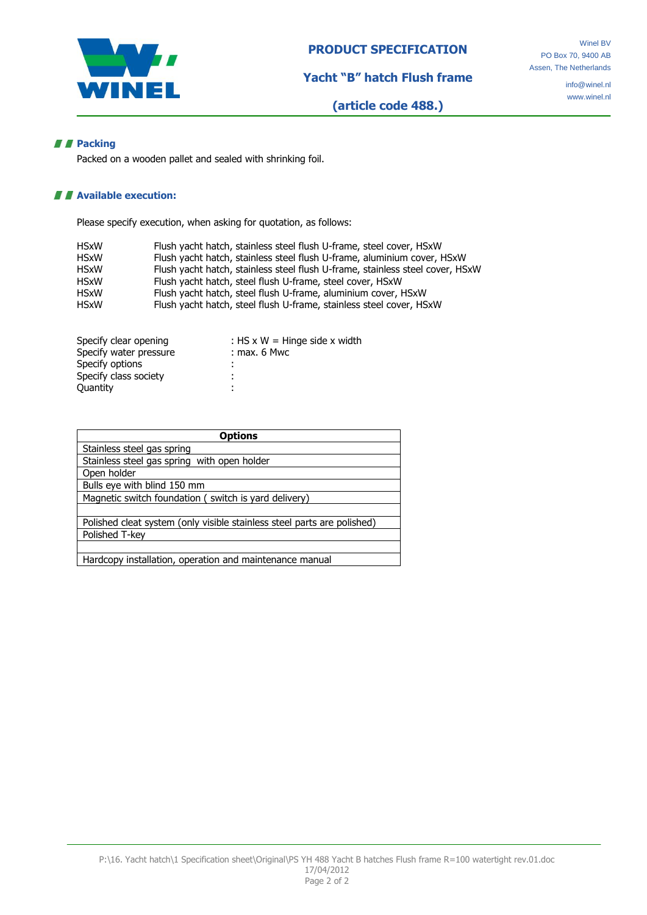## Packing

Packed on a wooden pallet and sealed with shrinking foil.

## Available execution:

Please specify execution, when asking for quotation, as follows:

| | |
|---|---|
| HSxW | Flush yacht hatch, stainless steel flush U-frame, steel cover, HSxW |
| HSxW | Flush yacht hatch, stainless steel flush U-frame, aluminium cover, HSxW |
| HSxW | Flush yacht hatch, stainless steel flush U-frame, stainless steel cover, HSxW |
| HSxW | Flush yacht hatch, steel flush U-frame, steel cover, HSxW |
| HSxW | Flush yacht hatch, steel flush U-frame, aluminium cover, HSxW |
| HSxW | Flush yacht hatch, steel flush U-frame, stainless steel cover, HSxW |

| | |
|---|---|
| Specify clear opening | : HS x W = Hinge side x width |
| Specify water pressure | : max. 6 Mwc |
| Specify options | : |
| Specify class society | : |
| Quantity | : |

| Options |
|---|
| Stainless steel gas spring |
| Stainless steel gas spring with open holder |
| Open holder |
| Bulls eye with blind 150 mm |
| Magnetic switch foundation ( switch is yard delivery) |
| |
| Polished cleat system (only visible stainless steel parts are polished) |
| Polished T-key |
| |
| Hardcopy installation, operation and maintenance manual |